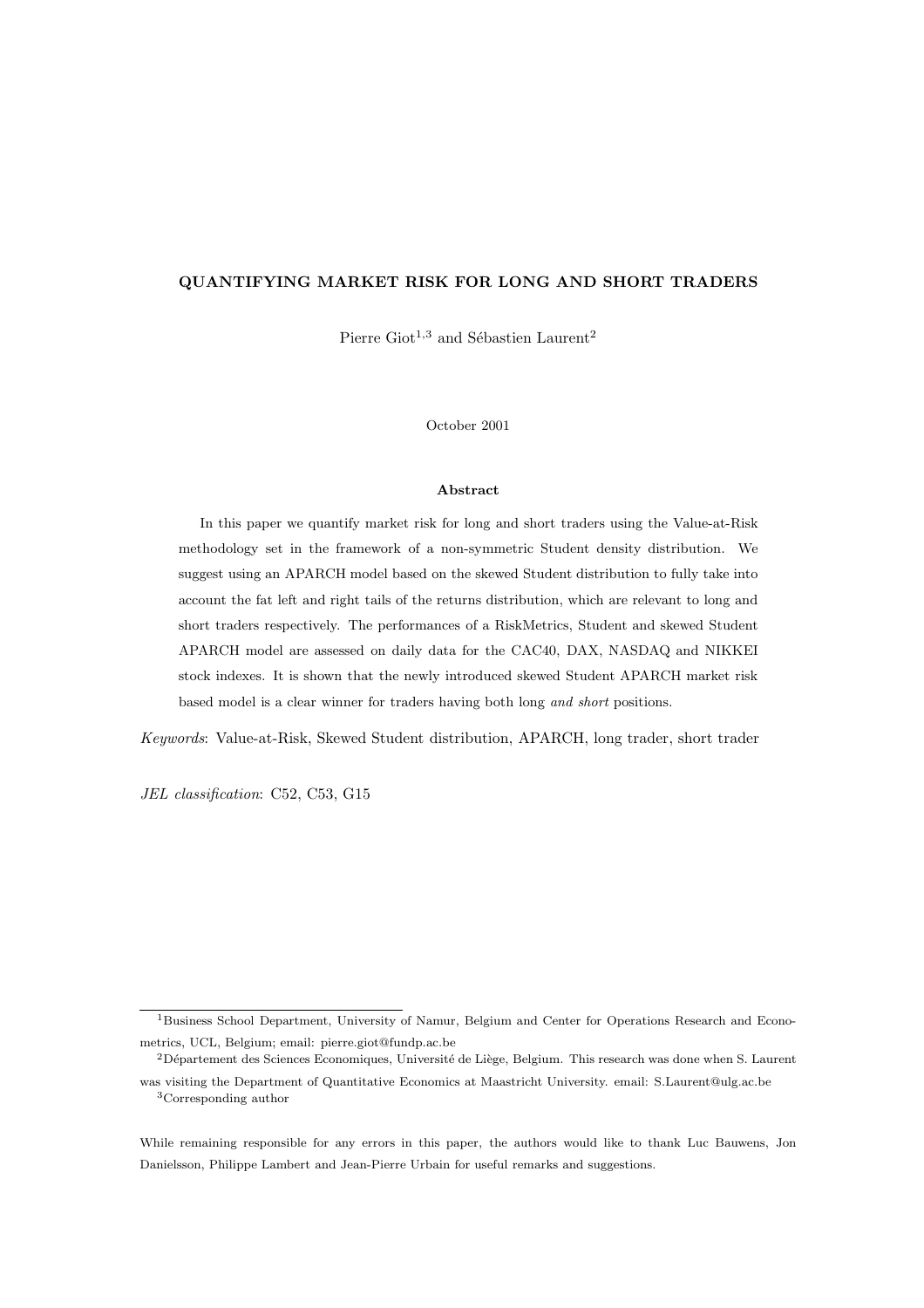# QUANTIFYING MARKET RISK FOR LONG AND SHORT TRADERS

Pierre Giot[1,3] and Sébastien Laurent[2]

October 2001

## Abstract

In this paper we quantify market risk for long and short traders using the Value-at-Risk methodology set in the framework of a non-symmetric Student density distribution. We suggest using an APARCH model based on the skewed Student distribution to fully take into account the fat left and right tails of the returns distribution, which are relevant to long and short traders respectively. The performances of a RiskMetrics, Student and skewed Student APARCH model are assessed on daily data for the CAC40, DAX, NASDAQ and NIKKEI stock indexes. It is shown that the newly introduced skewed Student APARCH market risk based model is a clear winner for traders having both long *and short* positions.

*Keywords*: Value-at-Risk, Skewed Student distribution, APARCH, long trader, short trader

*JEL classification*: C52, C53, G15

---

[1]Business School Department, University of Namur, Belgium and Center for Operations Research and Econometrics, UCL, Belgium; email: pierre.giot@fundp.ac.be

[2]Département des Sciences Economiques, Université de Liège, Belgium. This research was done when S. Laurent was visiting the Department of Quantitative Economics at Maastricht University. email: S.Laurent@ulg.ac.be

[3]Corresponding author

While remaining responsible for any errors in this paper, the authors would like to thank Luc Bauwens, Jon Danielsson, Philippe Lambert and Jean-Pierre Urbain for useful remarks and suggestions.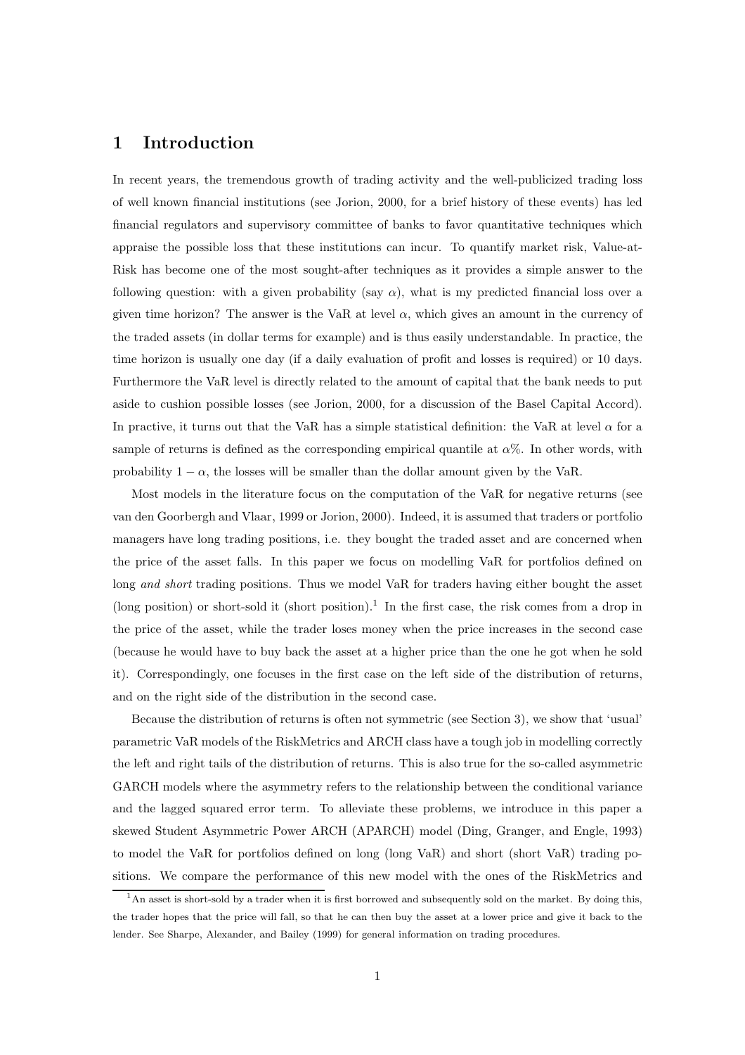# 1 Introduction

In recent years, the tremendous growth of trading activity and the well-publicized trading loss of well known financial institutions (see Jorion, 2000, for a brief history of these events) has led financial regulators and supervisory committee of banks to favor quantitative techniques which appraise the possible loss that these institutions can incur. To quantify market risk, Value-at-Risk has become one of the most sought-after techniques as it provides a simple answer to the following question: with a given probability (say $\alpha$), what is my predicted financial loss over a given time horizon? The answer is the VaR at level $\alpha$, which gives an amount in the currency of the traded assets (in dollar terms for example) and is thus easily understandable. In practice, the time horizon is usually one day (if a daily evaluation of profit and losses is required) or 10 days. Furthermore the VaR level is directly related to the amount of capital that the bank needs to put aside to cushion possible losses (see Jorion, 2000, for a discussion of the Basel Capital Accord). In practive, it turns out that the VaR has a simple statistical definition: the VaR at level $\alpha$ for a sample of returns is defined as the corresponding empirical quantile at $\alpha$%. In other words, with probability $1 - \alpha$, the losses will be smaller than the dollar amount given by the VaR.

Most models in the literature focus on the computation of the VaR for negative returns (see van den Goorbergh and Vlaar, 1999 or Jorion, 2000). Indeed, it is assumed that traders or portfolio managers have long trading positions, i.e. they bought the traded asset and are concerned when the price of the asset falls. In this paper we focus on modelling VaR for portfolios defined on long *and short* trading positions. Thus we model VaR for traders having either bought the asset (long position) or short-sold it (short position).[1] In the first case, the risk comes from a drop in the price of the asset, while the trader loses money when the price increases in the second case (because he would have to buy back the asset at a higher price than the one he got when he sold it). Correspondingly, one focuses in the first case on the left side of the distribution of returns, and on the right side of the distribution in the second case.

Because the distribution of returns is often not symmetric (see Section 3), we show that 'usual' parametric VaR models of the RiskMetrics and ARCH class have a tough job in modelling correctly the left and right tails of the distribution of returns. This is also true for the so-called asymmetric GARCH models where the asymmetry refers to the relationship between the conditional variance and the lagged squared error term. To alleviate these problems, we introduce in this paper a skewed Student Asymmetric Power ARCH (APARCH) model (Ding, Granger, and Engle, 1993) to model the VaR for portfolios defined on long (long VaR) and short (short VaR) trading positions. We compare the performance of this new model with the ones of the RiskMetrics and

[1] An asset is short-sold by a trader when it is first borrowed and subsequently sold on the market. By doing this, the trader hopes that the price will fall, so that he can then buy the asset at a lower price and give it back to the lender. See Sharpe, Alexander, and Bailey (1999) for general information on trading procedures.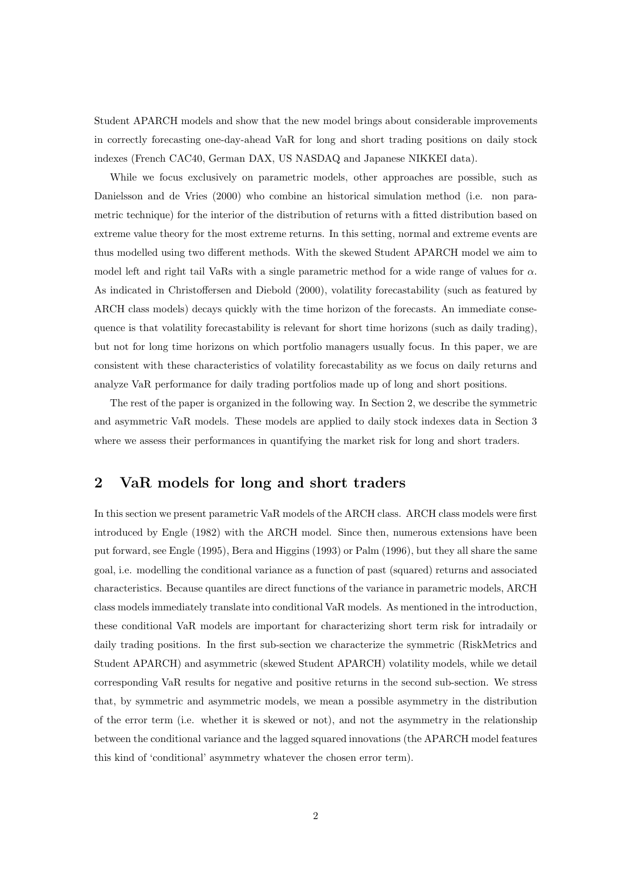Student APARCH models and show that the new model brings about considerable improvements in correctly forecasting one-day-ahead VaR for long and short trading positions on daily stock indexes (French CAC40, German DAX, US NASDAQ and Japanese NIKKEI data).

While we focus exclusively on parametric models, other approaches are possible, such as Danielsson and de Vries (2000) who combine an historical simulation method (i.e. non parametric technique) for the interior of the distribution of returns with a fitted distribution based on extreme value theory for the most extreme returns. In this setting, normal and extreme events are thus modelled using two different methods. With the skewed Student APARCH model we aim to model left and right tail VaRs with a single parametric method for a wide range of values for $\alpha$. As indicated in Christoffersen and Diebold (2000), volatility forecastability (such as featured by ARCH class models) decays quickly with the time horizon of the forecasts. An immediate consequence is that volatility forecastability is relevant for short time horizons (such as daily trading), but not for long time horizons on which portfolio managers usually focus. In this paper, we are consistent with these characteristics of volatility forecastability as we focus on daily returns and analyze VaR performance for daily trading portfolios made up of long and short positions.

The rest of the paper is organized in the following way. In Section 2, we describe the symmetric and asymmetric VaR models. These models are applied to daily stock indexes data in Section 3 where we assess their performances in quantifying the market risk for long and short traders.

## 2 VaR models for long and short traders

In this section we present parametric VaR models of the ARCH class. ARCH class models were first introduced by Engle (1982) with the ARCH model. Since then, numerous extensions have been put forward, see Engle (1995), Bera and Higgins (1993) or Palm (1996), but they all share the same goal, i.e. modelling the conditional variance as a function of past (squared) returns and associated characteristics. Because quantiles are direct functions of the variance in parametric models, ARCH class models immediately translate into conditional VaR models. As mentioned in the introduction, these conditional VaR models are important for characterizing short term risk for intradaily or daily trading positions. In the first sub-section we characterize the symmetric (RiskMetrics and Student APARCH) and asymmetric (skewed Student APARCH) volatility models, while we detail corresponding VaR results for negative and positive returns in the second sub-section. We stress that, by symmetric and asymmetric models, we mean a possible asymmetry in the distribution of the error term (i.e. whether it is skewed or not), and not the asymmetry in the relationship between the conditional variance and the lagged squared innovations (the APARCH model features this kind of 'conditional' asymmetry whatever the chosen error term).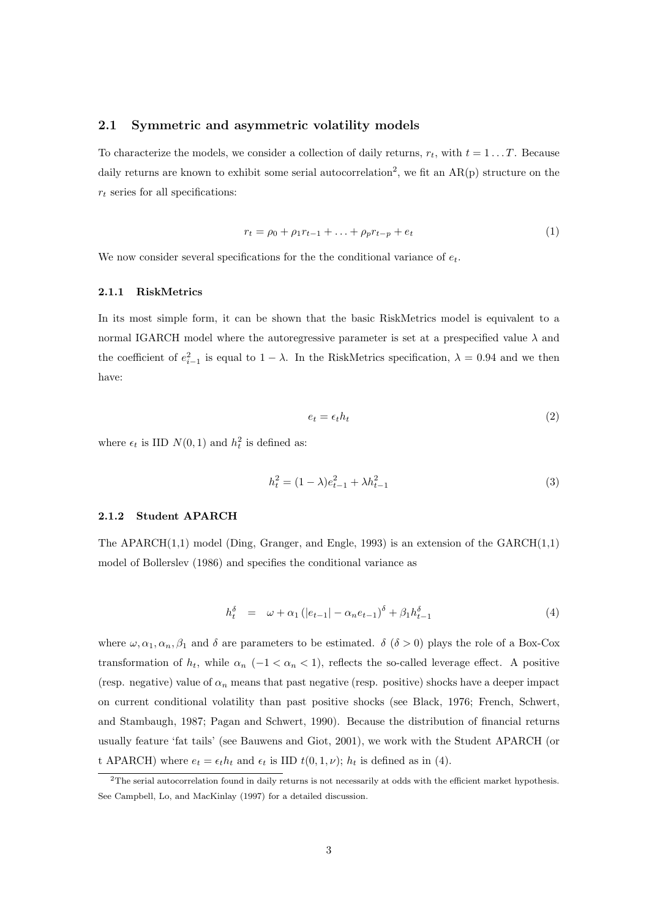### 2.1 Symmetric and asymmetric volatility models

To characterize the models, we consider a collection of daily returns, $r_t$, with $t = 1 \dots T$. Because daily returns are known to exhibit some serial autocorrelation[2], we fit an AR(p) structure on the $r_t$ series for all specifications:

$$r_t = \rho_0 + \rho_1 r_{t-1} + \dots + \rho_p r_{t-p} + e_t \tag{1}$$

We now consider several specifications for the the conditional variance of $e_t$.

#### 2.1.1 RiskMetrics

In its most simple form, it can be shown that the basic RiskMetrics model is equivalent to a normal IGARCH model where the autoregressive parameter is set at a prespecified value $\lambda$ and the coefficient of $e_{i-1}^2$ is equal to $1 - \lambda$. In the RiskMetrics specification, $\lambda = 0.94$ and we then have:

$$e_t = \epsilon_t h_t \tag{2}$$

where $\epsilon_t$ is IID $N(0, 1)$ and $h_t^2$ is defined as:

$$h_t^2 = (1 - \lambda) e_{t-1}^2 + \lambda h_{t-1}^2 \tag{3}$$

#### 2.1.2 Student APARCH

The APARCH(1,1) model (Ding, Granger, and Engle, 1993) is an extension of the GARCH(1,1) model of Bollerslev (1986) and specifies the conditional variance as

$$h_t^\delta = \omega + \alpha_1 \left( |e_{t-1}| - \alpha_n e_{t-1} \right)^\delta + \beta_1 h_{t-1}^\delta \tag{4}$$

where $\omega, \alpha_1, \alpha_n, \beta_1$ and $\delta$ are parameters to be estimated. $\delta$ ($\delta > 0$) plays the role of a Box-Cox transformation of $h_t$, while $\alpha_n$ ($-1 < \alpha_n < 1$), reflects the so-called leverage effect. A positive (resp. negative) value of $\alpha_n$ means that past negative (resp. positive) shocks have a deeper impact on current conditional volatility than past positive shocks (see Black, 1976; French, Schwert, and Stambaugh, 1987; Pagan and Schwert, 1990). Because the distribution of financial returns usually feature 'fat tails' (see Bauwens and Giot, 2001), we work with the Student APARCH (or t APARCH) where $e_t = \epsilon_t h_t$ and $\epsilon_t$ is IID $t(0, 1, \nu)$; $h_t$ is defined as in (4).

[2] The serial autocorrelation found in daily returns is not necessarily at odds with the efficient market hypothesis. See Campbell, Lo, and MacKinlay (1997) for a detailed discussion.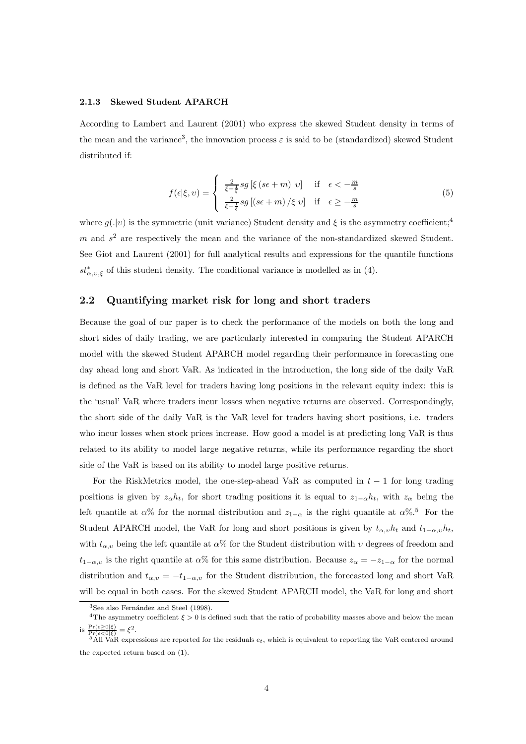### 2.1.3 Skewed Student APARCH

According to Lambert and Laurent (2001) who express the skewed Student density in terms of the mean and the variance[3], the innovation process $\varepsilon$ is said to be (standardized) skewed Student distributed if:

$$f(\epsilon|\xi,\upsilon) = \begin{cases} \frac{2}{\xi+\frac{1}{\xi}} sg\left[\xi\left(s\epsilon+m\right)|\upsilon\right] & \text{if} \quad \epsilon < -\frac{m}{s} \\ \frac{2}{\xi+\frac{1}{\xi}} sg\left[\left(s\epsilon+m\right)/\xi|\upsilon\right] & \text{if} \quad \epsilon \geq -\frac{m}{s} \end{cases} \tag{5}$$

where $g(.|\upsilon)$ is the symmetric (unit variance) Student density and $\xi$ is the asymmetry coefficient;[4] $m$ and $s^2$ are respectively the mean and the variance of the non-standardized skewed Student. See Giot and Laurent (2001) for full analytical results and expressions for the quantile functions $st^*_{\alpha,\upsilon,\xi}$ of this student density. The conditional variance is modelled as in (4).

## 2.2 Quantifying market risk for long and short traders

Because the goal of our paper is to check the performance of the models on both the long and short sides of daily trading, we are particularly interested in comparing the Student APARCH model with the skewed Student APARCH model regarding their performance in forecasting one day ahead long and short VaR. As indicated in the introduction, the long side of the daily VaR is defined as the VaR level for traders having long positions in the relevant equity index: this is the 'usual' VaR where traders incur losses when negative returns are observed. Correspondingly, the short side of the daily VaR is the VaR level for traders having short positions, i.e. traders who incur losses when stock prices increase. How good a model is at predicting long VaR is thus related to its ability to model large negative returns, while its performance regarding the short side of the VaR is based on its ability to model large positive returns.

For the RiskMetrics model, the one-step-ahead VaR as computed in $t-1$ for long trading positions is given by $z_\alpha h_t$, for short trading positions it is equal to $z_{1-\alpha} h_t$, with $z_\alpha$ being the left quantile at $\alpha$% for the normal distribution and $z_{1-\alpha}$ is the right quantile at $\alpha$%.[5] For the Student APARCH model, the VaR for long and short positions is given by $t_{\alpha,\upsilon} h_t$ and $t_{1-\alpha,\upsilon} h_t$, with $t_{\alpha,\upsilon}$ being the left quantile at $\alpha$% for the Student distribution with $\upsilon$ degrees of freedom and $t_{1-\alpha,\upsilon}$ is the right quantile at $\alpha$% for this same distribution. Because $z_\alpha = -z_{1-\alpha}$ for the normal distribution and $t_{\alpha,\upsilon} = -t_{1-\alpha,\upsilon}$ for the Student distribution, the forecasted long and short VaR will be equal in both cases. For the skewed Student APARCH model, the VaR for long and short

---

[3] See also Fernández and Steel (1998).

[4] The asymmetry coefficient $\xi > 0$ is defined such that the ratio of probability masses above and below the mean is $\frac{\Pr(\epsilon \geq 0|\xi)}{\Pr(\epsilon < 0|\xi)} = \xi^2$.

[5] All VaR expressions are reported for the residuals $e_t$, which is equivalent to reporting the VaR centered around the expected return based on (1).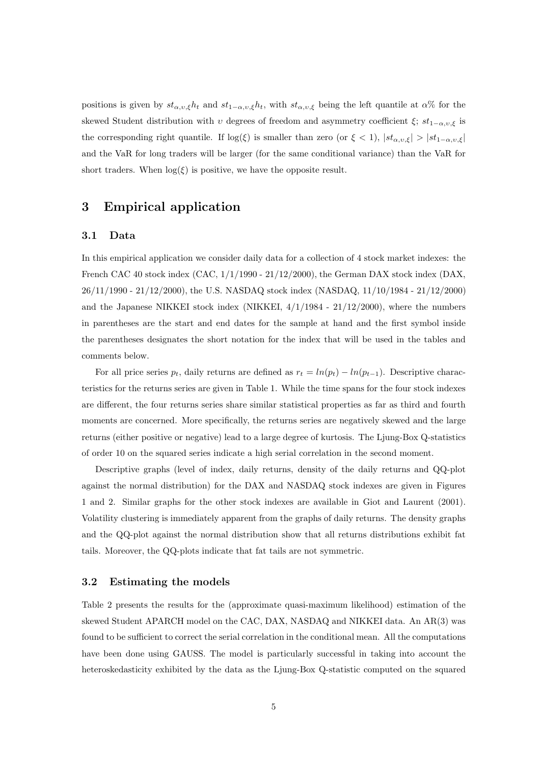positions is given by $st_{\alpha,\upsilon,\xi}h_t$ and $st_{1-\alpha,\upsilon,\xi}h_t$, with $st_{\alpha,\upsilon,\xi}$ being the left quantile at $\alpha$% for the skewed Student distribution with $\upsilon$ degrees of freedom and asymmetry coefficient $\xi$; $st_{1-\alpha,\upsilon,\xi}$ is the corresponding right quantile. If $\log(\xi)$ is smaller than zero (or $\xi < 1$), $|st_{\alpha,\upsilon,\xi}| > |st_{1-\alpha,\upsilon,\xi}|$ and the VaR for long traders will be larger (for the same conditional variance) than the VaR for short traders. When $\log(\xi)$ is positive, we have the opposite result.

# 3 Empirical application

## 3.1 Data

In this empirical application we consider daily data for a collection of 4 stock market indexes: the French CAC 40 stock index (CAC, 1/1/1990 - 21/12/2000), the German DAX stock index (DAX, 26/11/1990 - 21/12/2000), the U.S. NASDAQ stock index (NASDAQ, 11/10/1984 - 21/12/2000) and the Japanese NIKKEI stock index (NIKKEI, 4/1/1984 - 21/12/2000), where the numbers in parentheses are the start and end dates for the sample at hand and the first symbol inside the parentheses designates the short notation for the index that will be used in the tables and comments below.

For all price series $p_t$, daily returns are defined as $r_t = ln(p_t) - ln(p_{t-1})$. Descriptive characteristics for the returns series are given in Table 1. While the time spans for the four stock indexes are different, the four returns series share similar statistical properties as far as third and fourth moments are concerned. More specifically, the returns series are negatively skewed and the large returns (either positive or negative) lead to a large degree of kurtosis. The Ljung-Box Q-statistics of order 10 on the squared series indicate a high serial correlation in the second moment.

Descriptive graphs (level of index, daily returns, density of the daily returns and QQ-plot against the normal distribution) for the DAX and NASDAQ stock indexes are given in Figures 1 and 2. Similar graphs for the other stock indexes are available in Giot and Laurent (2001). Volatility clustering is immediately apparent from the graphs of daily returns. The density graphs and the QQ-plot against the normal distribution show that all returns distributions exhibit fat tails. Moreover, the QQ-plots indicate that fat tails are not symmetric.

## 3.2 Estimating the models

Table 2 presents the results for the (approximate quasi-maximum likelihood) estimation of the skewed Student APARCH model on the CAC, DAX, NASDAQ and NIKKEI data. An AR(3) was found to be sufficient to correct the serial correlation in the conditional mean. All the computations have been done using GAUSS. The model is particularly successful in taking into account the heteroskedasticity exhibited by the data as the Ljung-Box Q-statistic computed on the squared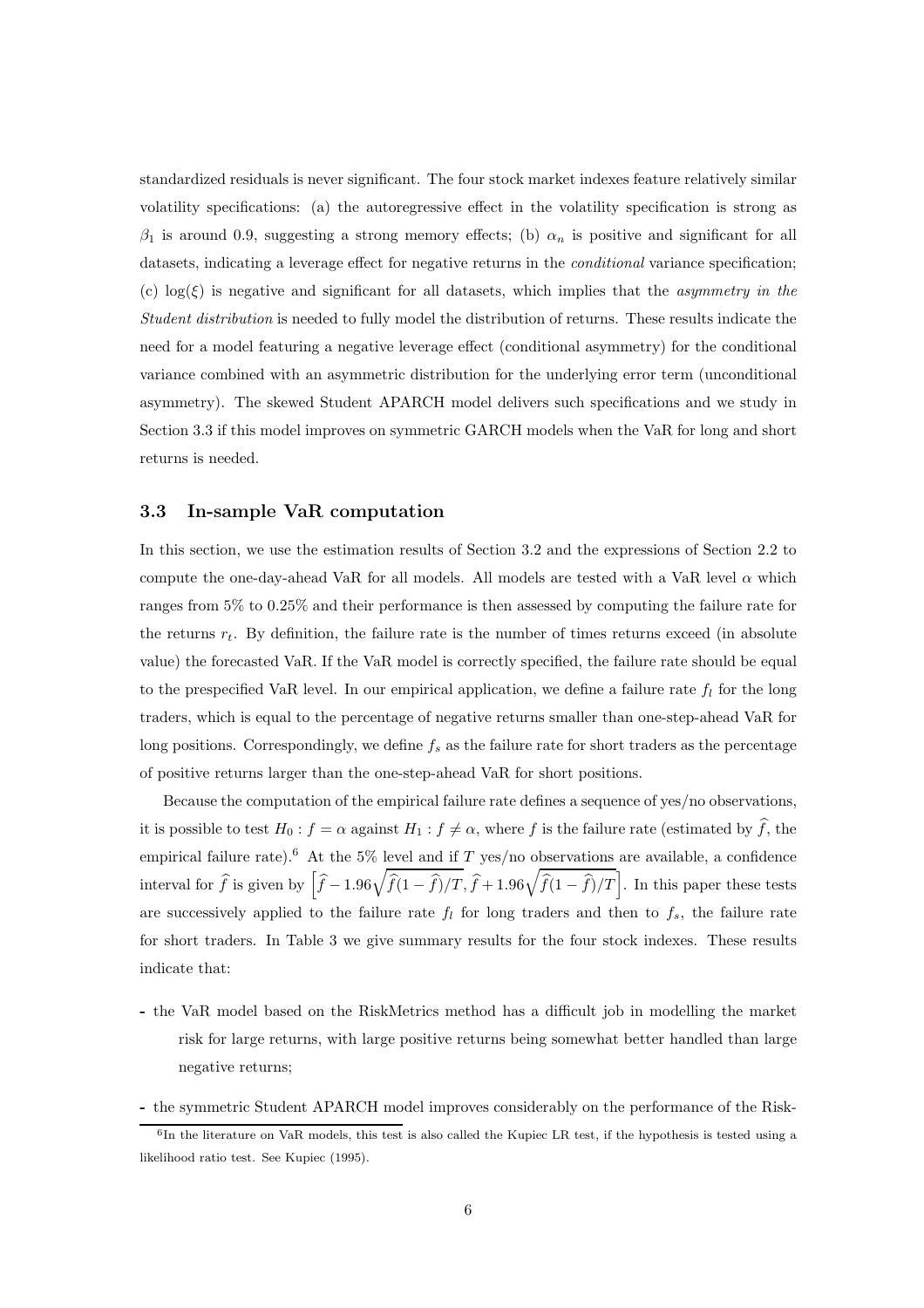standardized residuals is never significant. The four stock market indexes feature relatively similar volatility specifications: (a) the autoregressive effect in the volatility specification is strong as $\beta_1$ is around 0.9, suggesting a strong memory effects; (b) $\alpha_n$ is positive and significant for all datasets, indicating a leverage effect for negative returns in the *conditional* variance specification; (c) $\log(\xi)$ is negative and significant for all datasets, which implies that the *asymmetry in the Student distribution* is needed to fully model the distribution of returns. These results indicate the need for a model featuring a negative leverage effect (conditional asymmetry) for the conditional variance combined with an asymmetric distribution for the underlying error term (unconditional asymmetry). The skewed Student APARCH model delivers such specifications and we study in Section 3.3 if this model improves on symmetric GARCH models when the VaR for long and short returns is needed.

### 3.3 In-sample VaR computation

In this section, we use the estimation results of Section 3.2 and the expressions of Section 2.2 to compute the one-day-ahead VaR for all models. All models are tested with a VaR level $\alpha$ which ranges from 5% to 0.25% and their performance is then assessed by computing the failure rate for the returns $r_t$. By definition, the failure rate is the number of times returns exceed (in absolute value) the forecasted VaR. If the VaR model is correctly specified, the failure rate should be equal to the prespecified VaR level. In our empirical application, we define a failure rate $f_l$ for the long traders, which is equal to the percentage of negative returns smaller than one-step-ahead VaR for long positions. Correspondingly, we define $f_s$ as the failure rate for short traders as the percentage of positive returns larger than the one-step-ahead VaR for short positions.

Because the computation of the empirical failure rate defines a sequence of yes/no observations, it is possible to test $H_0 : f = \alpha$ against $H_1 : f \neq \alpha$, where $f$ is the failure rate (estimated by $\widehat{f}$, the empirical failure rate).[6] At the 5% level and if $T$ yes/no observations are available, a confidence interval for $\widehat{f}$ is given by $\left[\widehat{f} - 1.96\sqrt{\widehat{f}(1-\widehat{f})/T}, \widehat{f} + 1.96\sqrt{\widehat{f}(1-\widehat{f})/T}\right]$. In this paper these tests are successively applied to the failure rate $f_l$ for long traders and then to $f_s$, the failure rate for short traders. In Table 3 we give summary results for the four stock indexes. These results indicate that:

- the VaR model based on the RiskMetrics method has a difficult job in modelling the market risk for large returns, with large positive returns being somewhat better handled than large negative returns;
- the symmetric Student APARCH model improves considerably on the performance of the Risk-

[6] In the literature on VaR models, this test is also called the Kupiec LR test, if the hypothesis is tested using a likelihood ratio test. See Kupiec (1995).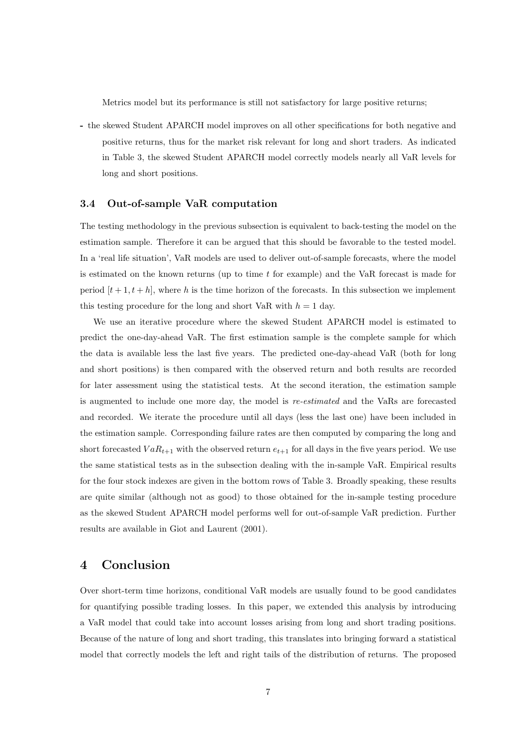Metrics model but its performance is still not satisfactory for large positive returns;

- the skewed Student APARCH model improves on all other specifications for both negative and positive returns, thus for the market risk relevant for long and short traders. As indicated in Table 3, the skewed Student APARCH model correctly models nearly all VaR levels for long and short positions.

### 3.4 Out-of-sample VaR computation

The testing methodology in the previous subsection is equivalent to back-testing the model on the estimation sample. Therefore it can be argued that this should be favorable to the tested model. In a 'real life situation', VaR models are used to deliver out-of-sample forecasts, where the model is estimated on the known returns (up to time $t$ for example) and the VaR forecast is made for period $[t+1, t+h]$, where $h$ is the time horizon of the forecasts. In this subsection we implement this testing procedure for the long and short VaR with $h = 1$ day.

We use an iterative procedure where the skewed Student APARCH model is estimated to predict the one-day-ahead VaR. The first estimation sample is the complete sample for which the data is available less the last five years. The predicted one-day-ahead VaR (both for long and short positions) is then compared with the observed return and both results are recorded for later assessment using the statistical tests. At the second iteration, the estimation sample is augmented to include one more day, the model is *re-estimated* and the VaRs are forecasted and recorded. We iterate the procedure until all days (less the last one) have been included in the estimation sample. Corresponding failure rates are then computed by comparing the long and short forecasted $VaR_{t+1}$ with the observed return $e_{t+1}$ for all days in the five years period. We use the same statistical tests as in the subsection dealing with the in-sample VaR. Empirical results for the four stock indexes are given in the bottom rows of Table 3. Broadly speaking, these results are quite similar (although not as good) to those obtained for the in-sample testing procedure as the skewed Student APARCH model performs well for out-of-sample VaR prediction. Further results are available in Giot and Laurent (2001).

## 4 Conclusion

Over short-term time horizons, conditional VaR models are usually found to be good candidates for quantifying possible trading losses. In this paper, we extended this analysis by introducing a VaR model that could take into account losses arising from long and short trading positions. Because of the nature of long and short trading, this translates into bringing forward a statistical model that correctly models the left and right tails of the distribution of returns. The proposed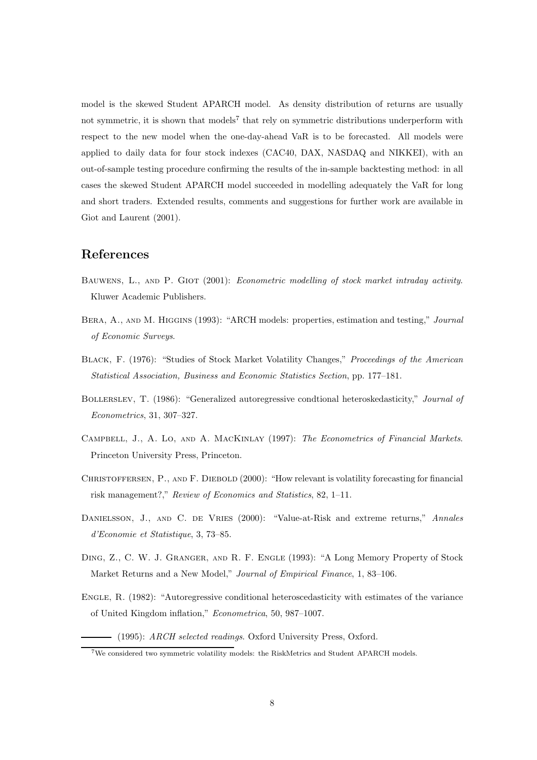model is the skewed Student APARCH model. As density distribution of returns are usually not symmetric, it is shown that models[7] that rely on symmetric distributions underperform with respect to the new model when the one-day-ahead VaR is to be forecasted. All models were applied to daily data for four stock indexes (CAC40, DAX, NASDAQ and NIKKEI), with an out-of-sample testing procedure confirming the results of the in-sample backtesting method: in all cases the skewed Student APARCH model succeeded in modelling adequately the VaR for long and short traders. Extended results, comments and suggestions for further work are available in Giot and Laurent (2001).

# References

Bauwens, L., and P. Giot (2001): *Econometric modelling of stock market intraday activity*. Kluwer Academic Publishers.

Bera, A., and M. Higgins (1993): "ARCH models: properties, estimation and testing," *Journal of Economic Surveys*.

Black, F. (1976): "Studies of Stock Market Volatility Changes," *Proceedings of the American Statistical Association, Business and Economic Statistics Section*, pp. 177–181.

Bollerslev, T. (1986): "Generalized autoregressive condtional heteroskedasticity," *Journal of Econometrics*, 31, 307–327.

Campbell, J., A. Lo, and A. MacKinlay (1997): *The Econometrics of Financial Markets*. Princeton University Press, Princeton.

Christoffersen, P., and F. Diebold (2000): "How relevant is volatility forecasting for financial risk management?," *Review of Economics and Statistics*, 82, 1–11.

Danielsson, J., and C. de Vries (2000): "Value-at-Risk and extreme returns," *Annales d'Economie et Statistique*, 3, 73–85.

Ding, Z., C. W. J. Granger, and R. F. Engle (1993): "A Long Memory Property of Stock Market Returns and a New Model," *Journal of Empirical Finance*, 1, 83–106.

Engle, R. (1982): "Autoregressive conditional heteroscedasticity with estimates of the variance of United Kingdom inflation," *Econometrica*, 50, 987–1007.

——— (1995): *ARCH selected readings*. Oxford University Press, Oxford.

[7] We considered two symmetric volatility models: the RiskMetrics and Student APARCH models.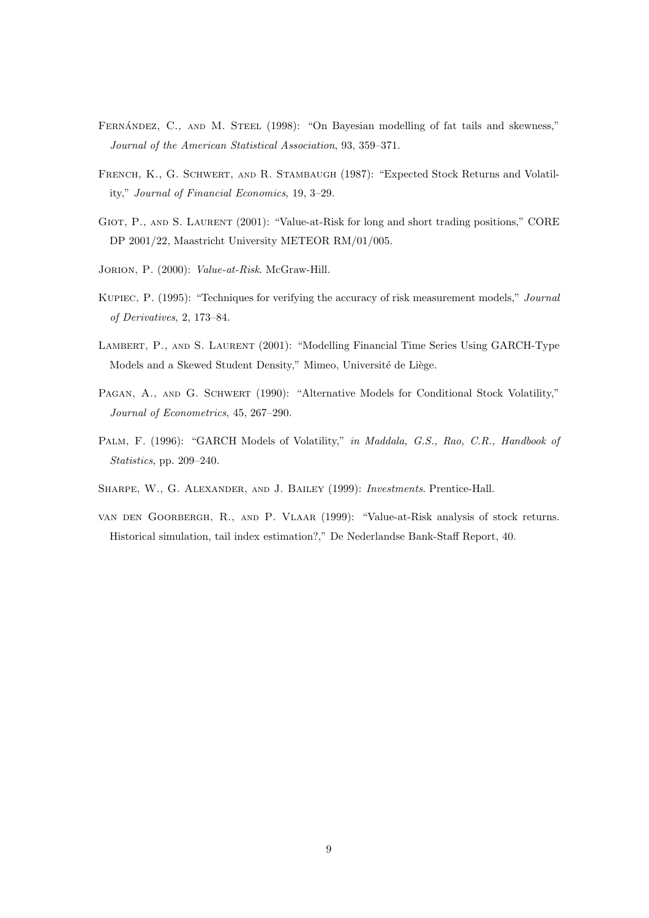Fernández, C., and M. Steel (1998): "On Bayesian modelling of fat tails and skewness," *Journal of the American Statistical Association*, 93, 359–371.

French, K., G. Schwert, and R. Stambaugh (1987): "Expected Stock Returns and Volatility," *Journal of Financial Economics*, 19, 3–29.

Giot, P., and S. Laurent (2001): "Value-at-Risk for long and short trading positions," CORE DP 2001/22, Maastricht University METEOR RM/01/005.

Jorion, P. (2000): *Value-at-Risk*. McGraw-Hill.

Kupiec, P. (1995): "Techniques for verifying the accuracy of risk measurement models," *Journal of Derivatives*, 2, 173–84.

Lambert, P., and S. Laurent (2001): "Modelling Financial Time Series Using GARCH-Type Models and a Skewed Student Density," Mimeo, Université de Liège.

Pagan, A., and G. Schwert (1990): "Alternative Models for Conditional Stock Volatility," *Journal of Econometrics*, 45, 267–290.

Palm, F. (1996): "GARCH Models of Volatility," *in Maddala, G.S., Rao, C.R., Handbook of Statistics*, pp. 209–240.

Sharpe, W., G. Alexander, and J. Bailey (1999): *Investments*. Prentice-Hall.

van den Goorbergh, R., and P. Vlaar (1999): "Value-at-Risk analysis of stock returns. Historical simulation, tail index estimation?," De Nederlandse Bank-Staff Report, 40.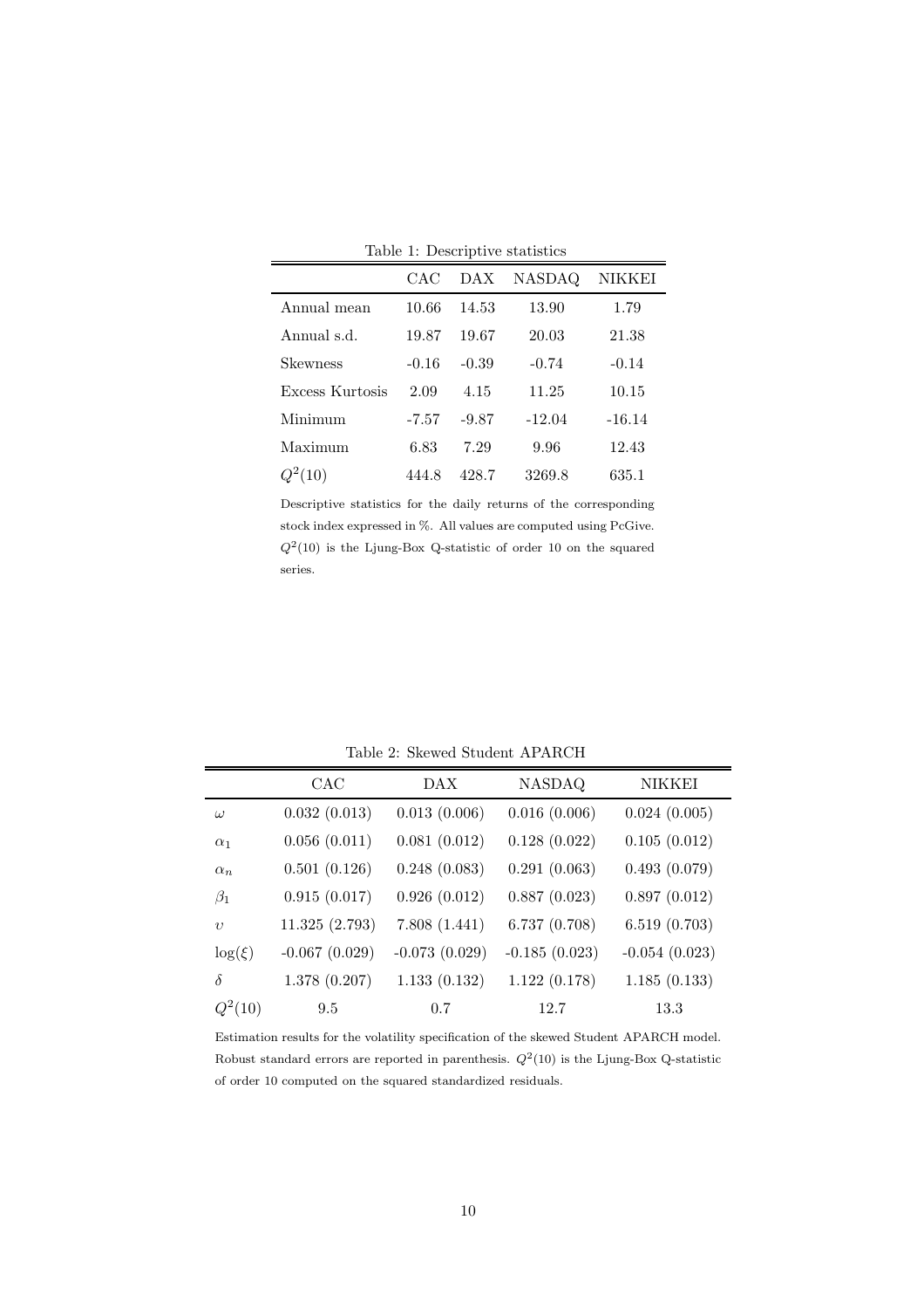Table 1: Descriptive statistics

|  | CAC | DAX | NASDAQ | NIKKEI |
|---|---|---|---|---|
| Annual mean | 10.66 | 14.53 | 13.90 | 1.79 |
| Annual s.d. | 19.87 | 19.67 | 20.03 | 21.38 |
| Skewness | -0.16 | -0.39 | -0.74 | -0.14 |
| Excess Kurtosis | 2.09 | 4.15 | 11.25 | 10.15 |
| Minimum | -7.57 | -9.87 | -12.04 | -16.14 |
| Maximum | 6.83 | 7.29 | 9.96 | 12.43 |
| $Q^2(10)$ | 444.8 | 428.7 | 3269.8 | 635.1 |

Descriptive statistics for the daily returns of the corresponding stock index expressed in %. All values are computed using PcGive. $Q^2(10)$ is the Ljung-Box Q-statistic of order 10 on the squared series.

Table 2: Skewed Student APARCH

|  | CAC | DAX | NASDAQ | NIKKEI |
|---|---|---|---|---|
| $\omega$ | 0.032 (0.013) | 0.013 (0.006) | 0.016 (0.006) | 0.024 (0.005) |
| $\alpha_1$ | 0.056 (0.011) | 0.081 (0.012) | 0.128 (0.022) | 0.105 (0.012) |
| $\alpha_n$ | 0.501 (0.126) | 0.248 (0.083) | 0.291 (0.063) | 0.493 (0.079) |
| $\beta_1$ | 0.915 (0.017) | 0.926 (0.012) | 0.887 (0.023) | 0.897 (0.012) |
| $\upsilon$ | 11.325 (2.793) | 7.808 (1.441) | 6.737 (0.708) | 6.519 (0.703) |
| $\log(\xi)$ | -0.067 (0.029) | -0.073 (0.029) | -0.185 (0.023) | -0.054 (0.023) |
| $\delta$ | 1.378 (0.207) | 1.133 (0.132) | 1.122 (0.178) | 1.185 (0.133) |
| $Q^2(10)$ | 9.5 | 0.7 | 12.7 | 13.3 |

Estimation results for the volatility specification of the skewed Student APARCH model. Robust standard errors are reported in parenthesis. $Q^2(10)$ is the Ljung-Box Q-statistic of order 10 computed on the squared standardized residuals.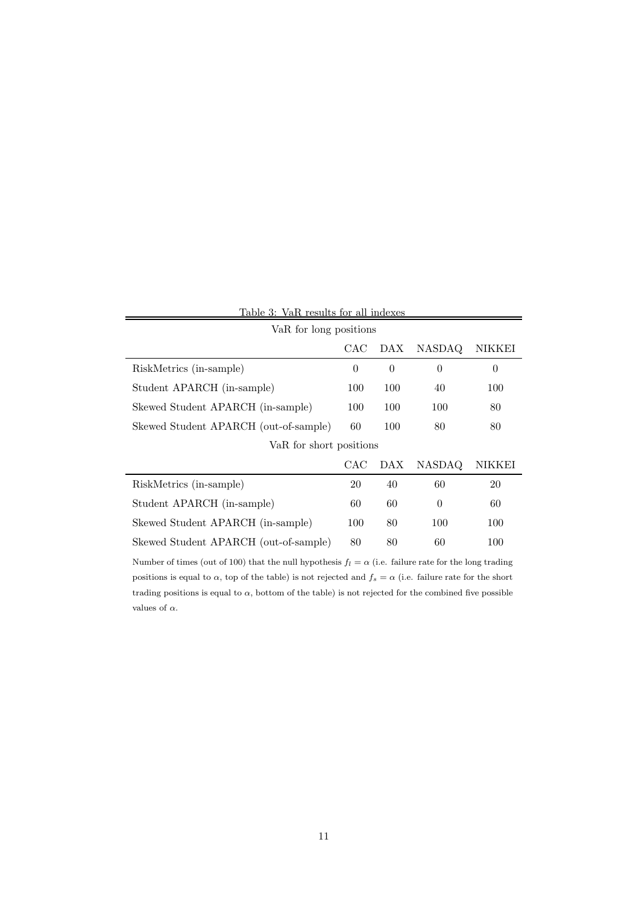Table 3: VaR results for all indexes

| VaR for long positions | | | | |
|---|---|---|---|---|
| | CAC | DAX | NASDAQ | NIKKEI |
| RiskMetrics (in-sample) | 0 | 0 | 0 | 0 |
| Student APARCH (in-sample) | 100 | 100 | 40 | 100 |
| Skewed Student APARCH (in-sample) | 100 | 100 | 100 | 80 |
| Skewed Student APARCH (out-of-sample) | 60 | 100 | 80 | 80 |
| **VaR for short positions** | | | | |
| | CAC | DAX | NASDAQ | NIKKEI |
| RiskMetrics (in-sample) | 20 | 40 | 60 | 20 |
| Student APARCH (in-sample) | 60 | 60 | 0 | 60 |
| Skewed Student APARCH (in-sample) | 100 | 80 | 100 | 100 |
| Skewed Student APARCH (out-of-sample) | 80 | 80 | 60 | 100 |

Number of times (out of 100) that the null hypothesis $f_l = \alpha$ (i.e. failure rate for the long trading positions is equal to $\alpha$, top of the table) is not rejected and $f_s = \alpha$ (i.e. failure rate for the short trading positions is equal to $\alpha$, bottom of the table) is not rejected for the combined five possible values of $\alpha$.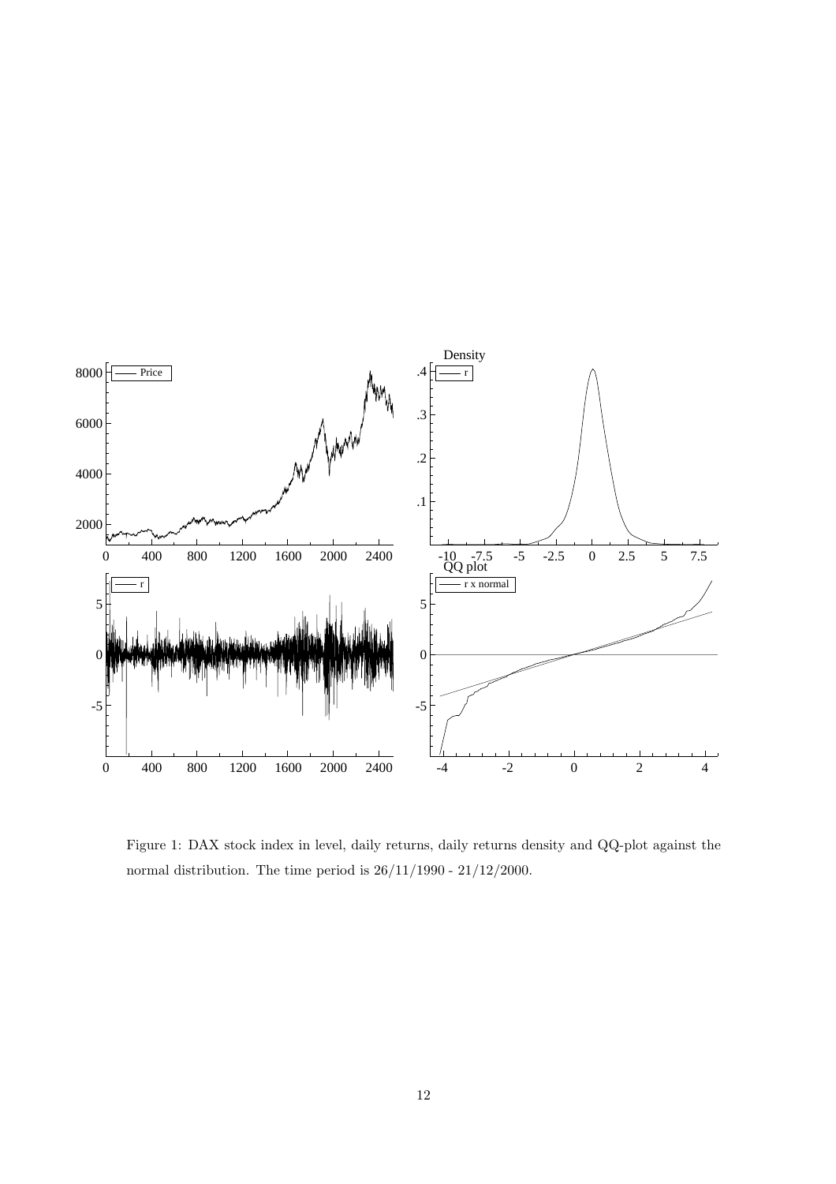Figure 1: DAX stock index in level, daily returns, daily returns density and QQ-plot against the normal distribution. The time period is 26/11/1990 - 21/12/2000.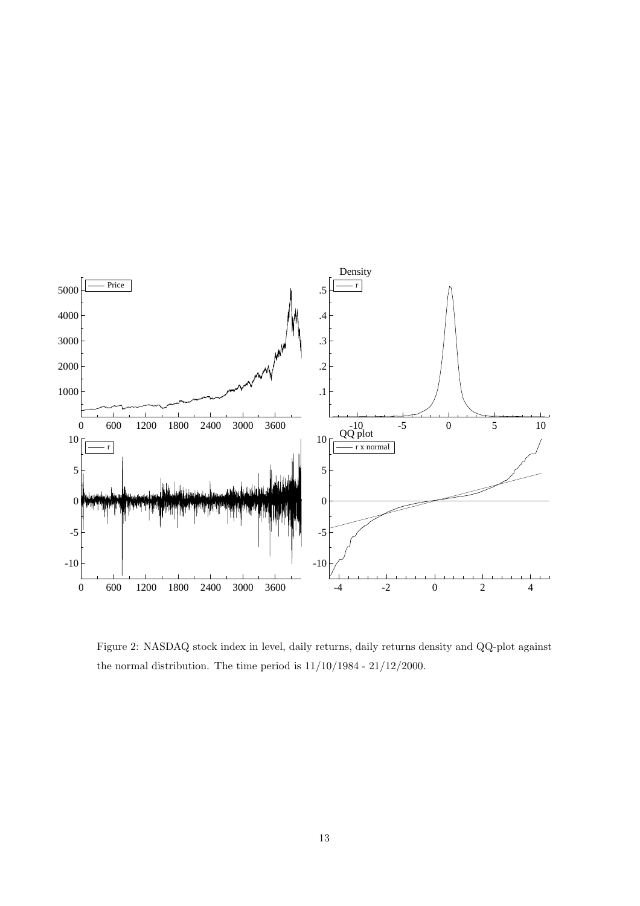Price

5000
4000
3000
2000
1000

0 600 1200 1800 2400 3000 3600

Density

r

.5
.4
.3
.2
.1

-10 -5 0 5 10

r

10
5
0
-5
-10

0 600 1200 1800 2400 3000 3600

QQ plot

r x normal

10
5
0
-5
-10

-4 -2 0 2 4

Figure 2: NASDAQ stock index in level, daily returns, daily returns density and QQ-plot against the normal distribution. The time period is 11/10/1984 - 21/12/2000.